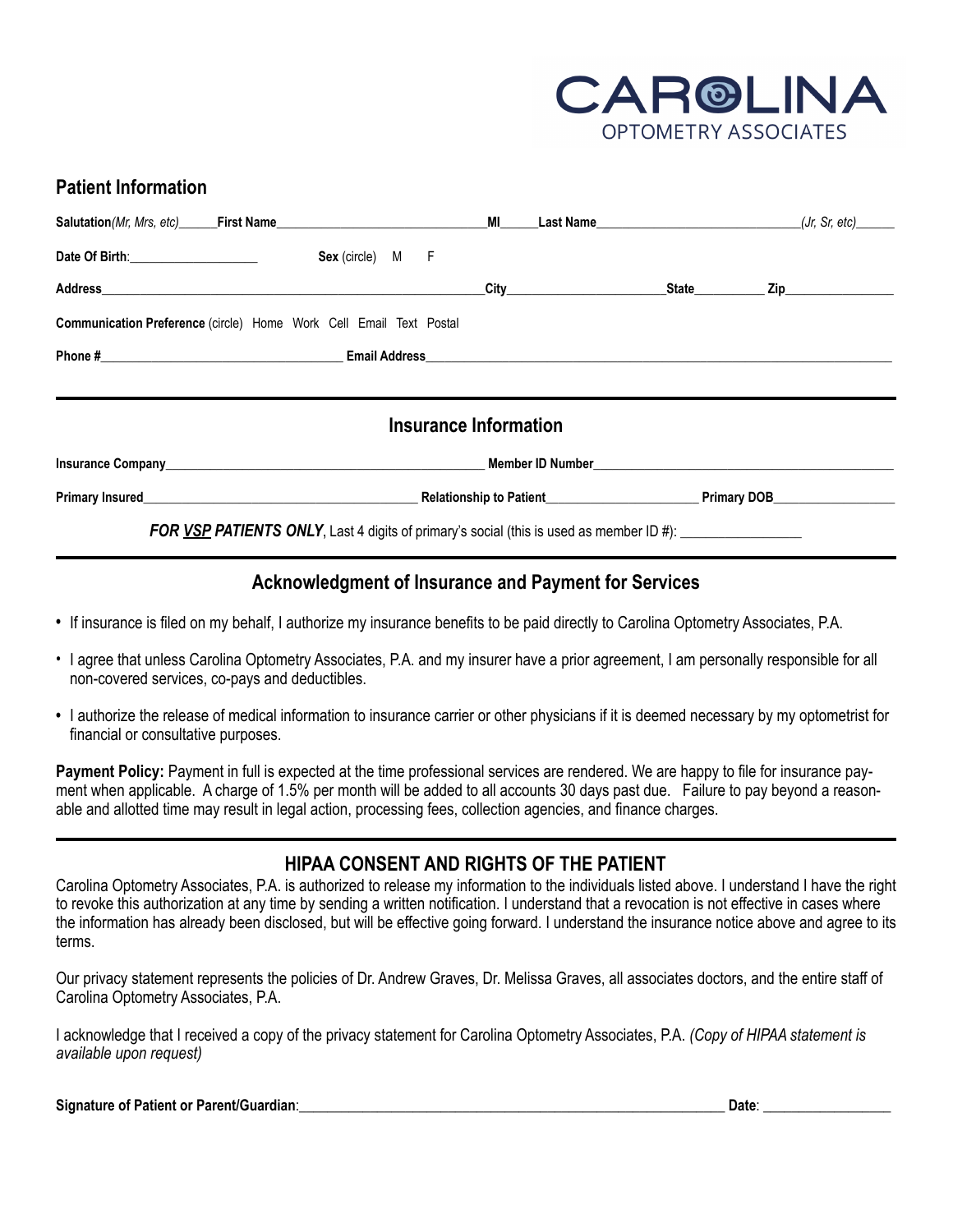**CAROLINA**
OPTOMETRY ASSOCIATES

## Patient Information

**Salutation***(Mr, Mrs, etc)*______**First Name**________________________________**MI**______**Last Name**______________________________*(Jr, Sr, etc)*______

**Date Of Birth**:____________________ **Sex** (circle) M F

**Address**____________________________________________________________**City**________________________**State**___________ **Zip**_________________

**Communication Preference** (circle) Home Work Cell Email Text Postal

**Phone #**_____________________________________ **Email Address**______________________________________________________________________________

## Insurance Information

**Insurance Company**__________________________________________________ **Member ID Number**______________________________________________

**Primary Insured**__________________________________________ **Relationship to Patient**______________________ **Primary DOB**___________________

***FOR VSP PATIENTS ONLY***, Last 4 digits of primary's social (this is used as member ID #): _________________

## Acknowledgment of Insurance and Payment for Services

- If insurance is filed on my behalf, I authorize my insurance benefits to be paid directly to Carolina Optometry Associates, P.A.
- I agree that unless Carolina Optometry Associates, P.A. and my insurer have a prior agreement, I am personally responsible for all non-covered services, co-pays and deductibles.
- I authorize the release of medical information to insurance carrier or other physicians if it is deemed necessary by my optometrist for financial or consultative purposes.

**Payment Policy:** Payment in full is expected at the time professional services are rendered. We are happy to file for insurance payment when applicable. A charge of 1.5% per month will be added to all accounts 30 days past due. Failure to pay beyond a reasonable and allotted time may result in legal action, processing fees, collection agencies, and finance charges.

## HIPAA CONSENT AND RIGHTS OF THE PATIENT

Carolina Optometry Associates, P.A. is authorized to release my information to the individuals listed above. I understand I have the right to revoke this authorization at any time by sending a written notification. I understand that a revocation is not effective in cases where the information has already been disclosed, but will be effective going forward. I understand the insurance notice above and agree to its terms.

Our privacy statement represents the policies of Dr. Andrew Graves, Dr. Melissa Graves, all associates doctors, and the entire staff of Carolina Optometry Associates, P.A.

I acknowledge that I received a copy of the privacy statement for Carolina Optometry Associates, P.A. *(Copy of HIPAA statement is available upon request)*

**Signature of Patient or Parent/Guardian**:_______________________________________________________________ **Date**: __________________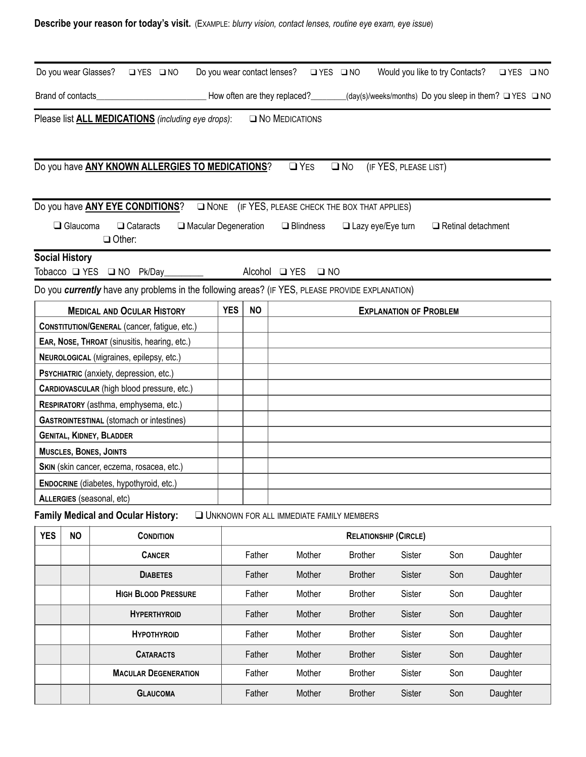**Describe your reason for today's visit.** (EXAMPLE: *blurry vision, contact lenses, routine eye exam, eye issue*)

Do you wear Glasses? ❑ YES ❑ NO Do you wear contact lenses? ❑ YES ❑ NO Would you like to try Contacts? ❑ YES ❑ NO

Brand of contacts__________________________ How often are they replaced?________(day(s)/weeks/months) Do you sleep in them? ❑ YES ❑ NO

Please list **ALL MEDICATIONS** *(including eye drops)*: ❑ NO MEDICATIONS

Do you have **ANY KNOWN ALLERGIES TO MEDICATIONS**? ❑ YES ❑ NO (IF YES, PLEASE LIST)

Do you have **ANY EYE CONDITIONS**? ❑ NONE (IF YES, PLEASE CHECK THE BOX THAT APPLIES)

❑ Glaucoma ❑ Cataracts ❑ Macular Degeneration ❑ Blindness ❑ Lazy eye/Eye turn ❑ Retinal detachment
❑ Other:

**Social History**

Tobacco ❑ YES ❑ NO Pk/Day_________ Alcohol ❑ YES ❑ NO

Do you ***currently*** have any problems in the following areas? (IF YES, PLEASE PROVIDE EXPLANATION)

| **MEDICAL AND OCULAR HISTORY** | **YES** | **NO** | **EXPLANATION OF PROBLEM** |
|---|---|---|---|
| **CONSTITUTION/GENERAL** (cancer, fatigue, etc.) | | | |
| **EAR, NOSE, THROAT** (sinusitis, hearing, etc.) | | | |
| **NEUROLOGICAL** (Migraines, epilepsy, etc.) | | | |
| **PSYCHIATRIC** (anxiety, depression, etc.) | | | |
| **CARDIOVASCULAR** (high blood pressure, etc.) | | | |
| **RESPIRATORY** (asthma, emphysema, etc.) | | | |
| **GASTROINTESTINAL** (stomach or intestines) | | | |
| **GENITAL, KIDNEY, BLADDER** | | | |
| **MUSCLES, BONES, JOINTS** | | | |
| **SKIN** (skin cancer, eczema, rosacea, etc.) | | | |
| **ENDOCRINE** (diabetes, hypothyroid, etc.) | | | |
| **ALLERGIES** (seasonal, etc) | | | |

**Family Medical and Ocular History:** ❑ UNKNOWN FOR ALL IMMEDIATE FAMILY MEMBERS

| **YES** | **NO** | **CONDITION** | **RELATIONSHIP (CIRCLE)** | | | | | |
|---|---|---|---|---|---|---|---|---|
| | | **CANCER** | Father | Mother | Brother | Sister | Son | Daughter |
| | | **DIABETES** | Father | Mother | Brother | Sister | Son | Daughter |
| | | **HIGH BLOOD PRESSURE** | Father | Mother | Brother | Sister | Son | Daughter |
| | | **HYPERTHYROID** | Father | Mother | Brother | Sister | Son | Daughter |
| | | **HYPOTHYROID** | Father | Mother | Brother | Sister | Son | Daughter |
| | | **CATARACTS** | Father | Mother | Brother | Sister | Son | Daughter |
| | | **MACULAR DEGENERATION** | Father | Mother | Brother | Sister | Son | Daughter |
| | | **GLAUCOMA** | Father | Mother | Brother | Sister | Son | Daughter |